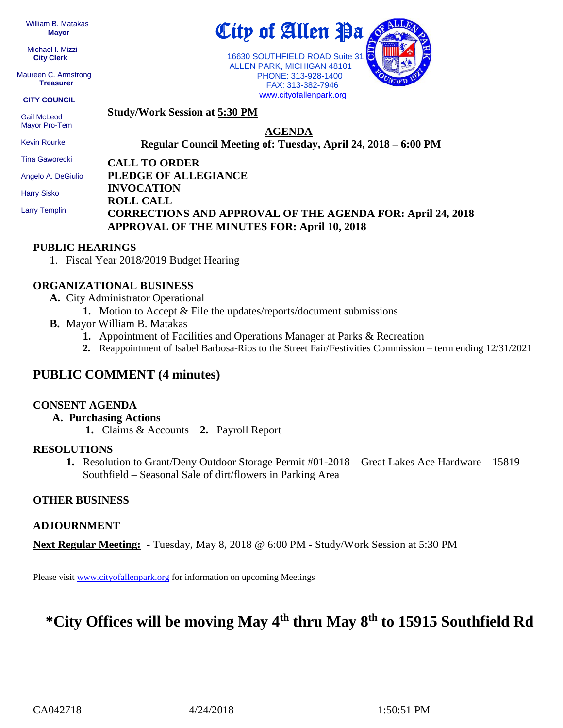William B. Matakas
**Mayor**

Michael I. Mizzi
**City Clerk**

Maureen C. Armstrong
**Treasurer**

**CITY COUNCIL**

Gail McLeod
Mayor Pro-Tem

Kevin Rourke

Tina Gaworecki

Angelo A. DeGiulio

Harry Sisko

Larry Templin

# City of Allen Pa

16630 SOUTHFIELD ROAD Suite 31
ALLEN PARK, MICHIGAN 48101
PHONE: 313-928-1400
FAX: 313-382-7946
www.cityofallenpark.org

**Study/Work Session at 5:30 PM**

## AGENDA

**Regular Council Meeting of: Tuesday, April 24, 2018 – 6:00 PM**

**CALL TO ORDER**
**PLEDGE OF ALLEGIANCE**
**INVOCATION**
**ROLL CALL**
**CORRECTIONS AND APPROVAL OF THE AGENDA FOR: April 24, 2018**
**APPROVAL OF THE MINUTES FOR: April 10, 2018**

### PUBLIC HEARINGS

1. Fiscal Year 2018/2019 Budget Hearing

### ORGANIZATIONAL BUSINESS

- **A.** City Administrator Operational
  - **1.** Motion to Accept & File the updates/reports/document submissions
- **B.** Mayor William B. Matakas
  - **1.** Appointment of Facilities and Operations Manager at Parks & Recreation
  - **2.** Reappointment of Isabel Barbosa-Rios to the Street Fair/Festivities Commission – term ending 12/31/2021

## PUBLIC COMMENT (4 minutes)

### CONSENT AGENDA

- **A. Purchasing Actions**
  - **1.** Claims & Accounts **2.** Payroll Report

### RESOLUTIONS

1. Resolution to Grant/Deny Outdoor Storage Permit #01-2018 – Great Lakes Ace Hardware – 15819 Southfield – Seasonal Sale of dirt/flowers in Parking Area

### OTHER BUSINESS

### ADJOURNMENT

**Next Regular Meeting:** **-** Tuesday, May 8, 2018 @ 6:00 PM **-** Study/Work Session at 5:30 PM

Please visit www.cityofallenpark.org for information on upcoming Meetings

## *City Offices will be moving May 4th thru May 8th to 15915 Southfield Rd

CA042718 4/24/2018 1:50:51 PM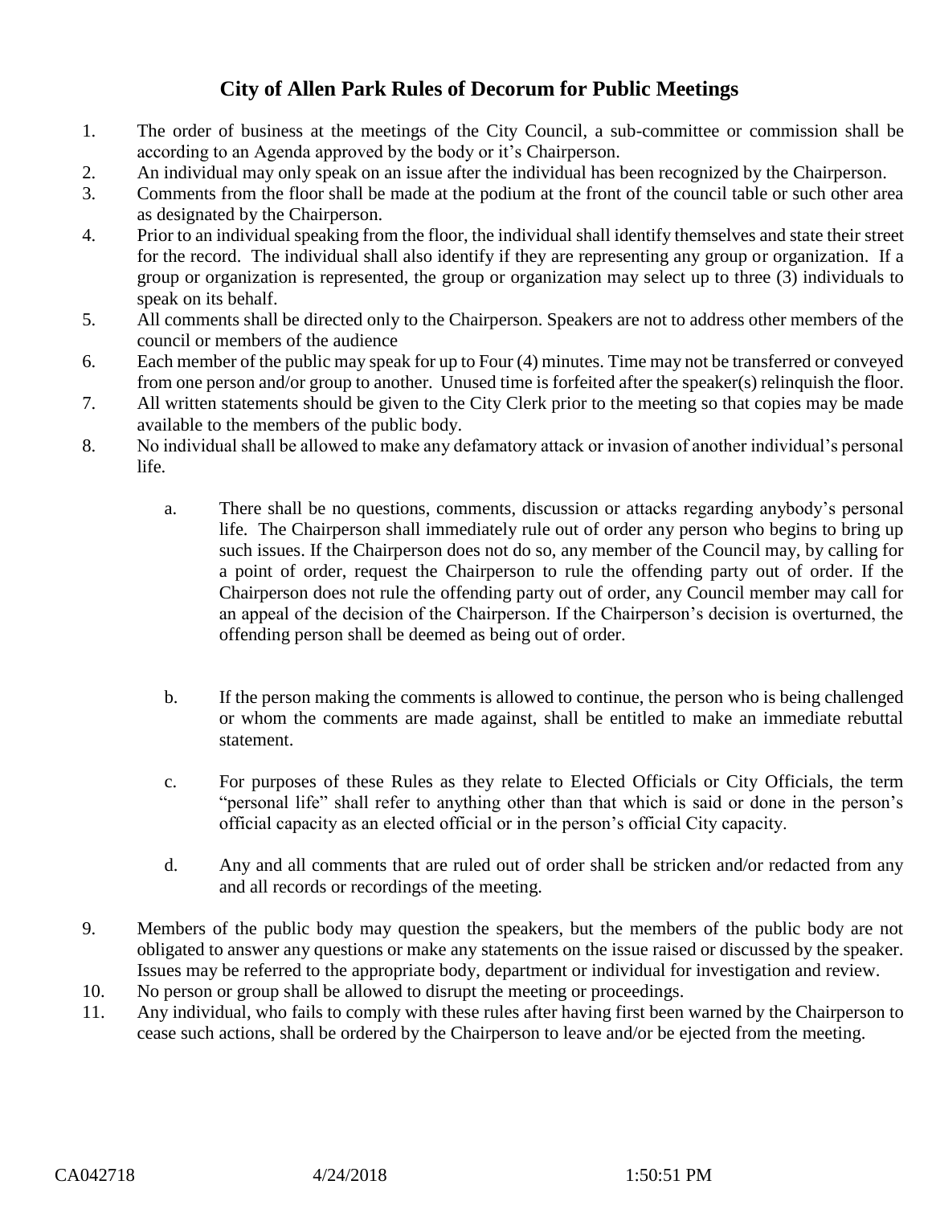# City of Allen Park Rules of Decorum for Public Meetings

1. The order of business at the meetings of the City Council, a sub-committee or commission shall be according to an Agenda approved by the body or it's Chairperson.
2. An individual may only speak on an issue after the individual has been recognized by the Chairperson.
3. Comments from the floor shall be made at the podium at the front of the council table or such other area as designated by the Chairperson.
4. Prior to an individual speaking from the floor, the individual shall identify themselves and state their street for the record. The individual shall also identify if they are representing any group or organization. If a group or organization is represented, the group or organization may select up to three (3) individuals to speak on its behalf.
5. All comments shall be directed only to the Chairperson. Speakers are not to address other members of the council or members of the audience
6. Each member of the public may speak for up to Four (4) minutes. Time may not be transferred or conveyed from one person and/or group to another. Unused time is forfeited after the speaker(s) relinquish the floor.
7. All written statements should be given to the City Clerk prior to the meeting so that copies may be made available to the members of the public body.
8. No individual shall be allowed to make any defamatory attack or invasion of another individual's personal life.

    a. There shall be no questions, comments, discussion or attacks regarding anybody's personal life. The Chairperson shall immediately rule out of order any person who begins to bring up such issues. If the Chairperson does not do so, any member of the Council may, by calling for a point of order, request the Chairperson to rule the offending party out of order. If the Chairperson does not rule the offending party out of order, any Council member may call for an appeal of the decision of the Chairperson. If the Chairperson's decision is overturned, the offending person shall be deemed as being out of order.

    b. If the person making the comments is allowed to continue, the person who is being challenged or whom the comments are made against, shall be entitled to make an immediate rebuttal statement.

    c. For purposes of these Rules as they relate to Elected Officials or City Officials, the term "personal life" shall refer to anything other than that which is said or done in the person's official capacity as an elected official or in the person's official City capacity.

    d. Any and all comments that are ruled out of order shall be stricken and/or redacted from any and all records or recordings of the meeting.

9. Members of the public body may question the speakers, but the members of the public body are not obligated to answer any questions or make any statements on the issue raised or discussed by the speaker. Issues may be referred to the appropriate body, department or individual for investigation and review.
10. No person or group shall be allowed to disrupt the meeting or proceedings.
11. Any individual, who fails to comply with these rules after having first been warned by the Chairperson to cease such actions, shall be ordered by the Chairperson to leave and/or be ejected from the meeting.

CA042718 4/24/2018 1:50:51 PM